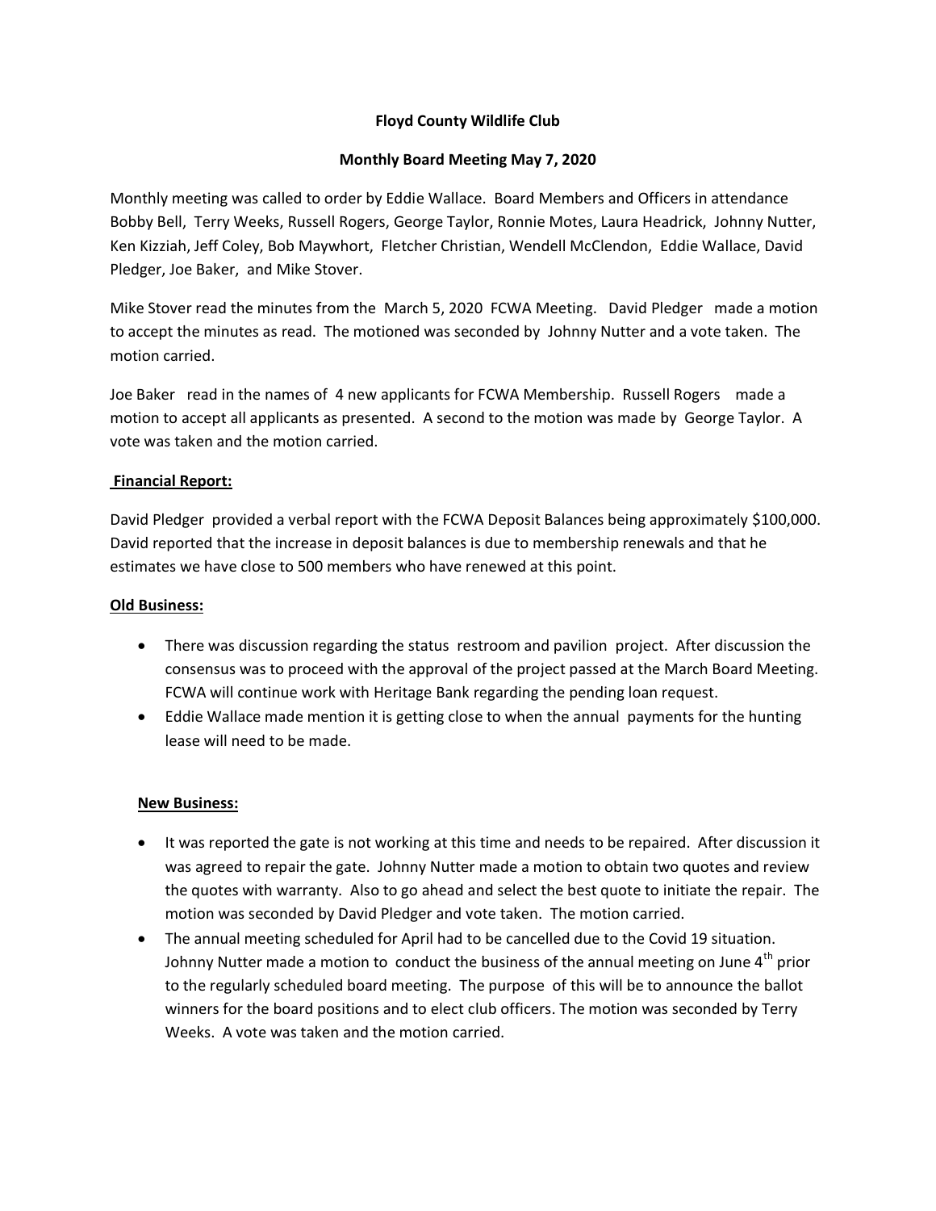# Floyd County Wildlife Club

## Monthly Board Meeting May 7, 2020

Monthly meeting was called to order by Eddie Wallace. Board Members and Officers in attendance Bobby Bell, Terry Weeks, Russell Rogers, George Taylor, Ronnie Motes, Laura Headrick, Johnny Nutter, Ken Kizziah, Jeff Coley, Bob Maywhort, Fletcher Christian, Wendell McClendon, Eddie Wallace, David Pledger, Joe Baker, and Mike Stover.

Mike Stover read the minutes from the March 5, 2020 FCWA Meeting. David Pledger made a motion to accept the minutes as read. The motioned was seconded by Johnny Nutter and a vote taken. The motion carried.

Joe Baker read in the names of 4 new applicants for FCWA Membership. Russell Rogers made a motion to accept all applicants as presented. A second to the motion was made by George Taylor. A vote was taken and the motion carried.

**Financial Report:**

David Pledger provided a verbal report with the FCWA Deposit Balances being approximately $100,000. David reported that the increase in deposit balances is due to membership renewals and that he estimates we have close to 500 members who have renewed at this point.

**Old Business:**

- There was discussion regarding the status restroom and pavilion project. After discussion the consensus was to proceed with the approval of the project passed at the March Board Meeting. FCWA will continue work with Heritage Bank regarding the pending loan request.
- Eddie Wallace made mention it is getting close to when the annual payments for the hunting lease will need to be made.

**New Business:**

- It was reported the gate is not working at this time and needs to be repaired. After discussion it was agreed to repair the gate. Johnny Nutter made a motion to obtain two quotes and review the quotes with warranty. Also to go ahead and select the best quote to initiate the repair. The motion was seconded by David Pledger and vote taken. The motion carried.
- The annual meeting scheduled for April had to be cancelled due to the Covid 19 situation. Johnny Nutter made a motion to conduct the business of the annual meeting on June 4th prior to the regularly scheduled board meeting. The purpose of this will be to announce the ballot winners for the board positions and to elect club officers. The motion was seconded by Terry Weeks. A vote was taken and the motion carried.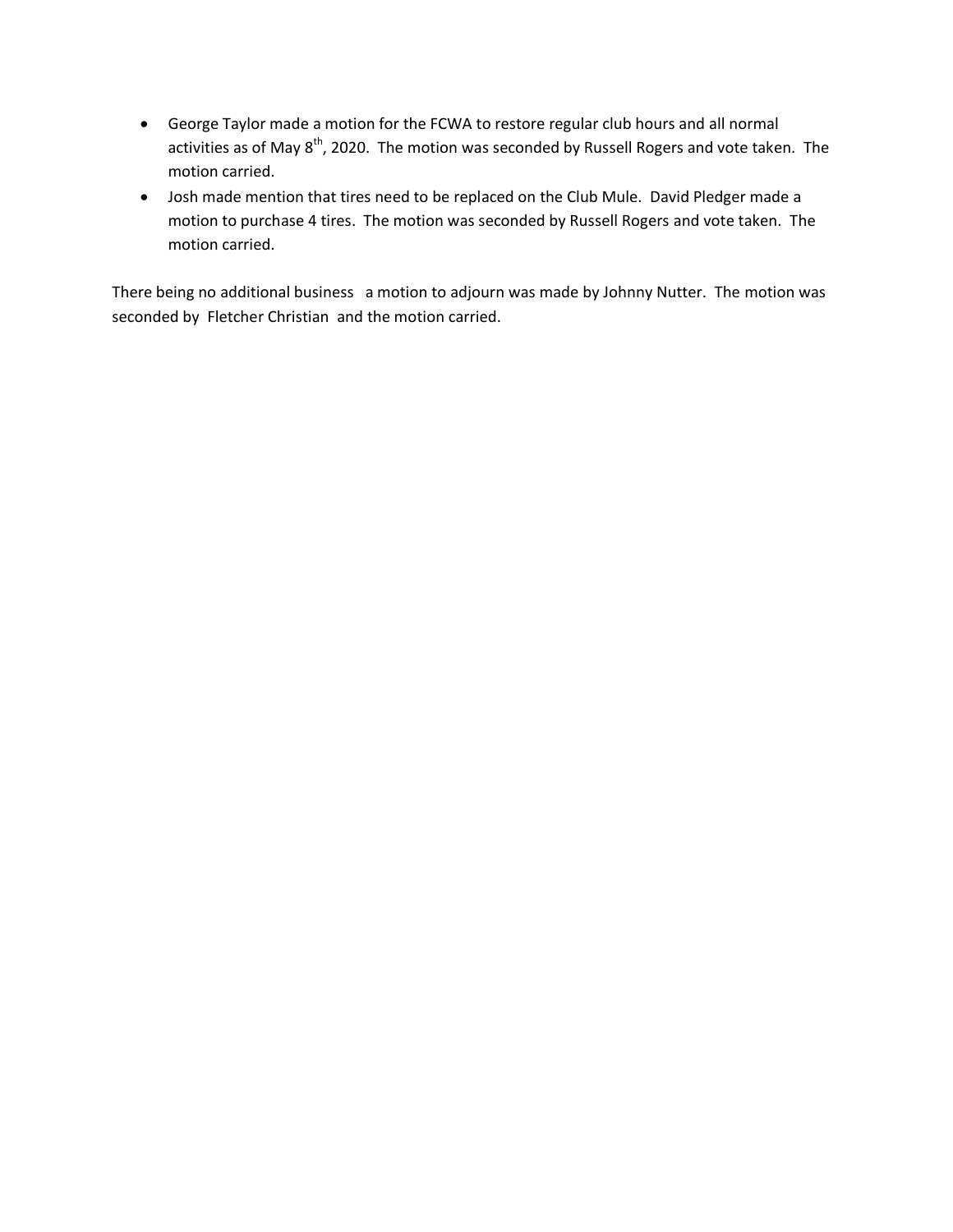- George Taylor made a motion for the FCWA to restore regular club hours and all normal activities as of May 8th, 2020. The motion was seconded by Russell Rogers and vote taken. The motion carried.
- Josh made mention that tires need to be replaced on the Club Mule. David Pledger made a motion to purchase 4 tires. The motion was seconded by Russell Rogers and vote taken. The motion carried.

There being no additional business a motion to adjourn was made by Johnny Nutter. The motion was seconded by Fletcher Christian and the motion carried.